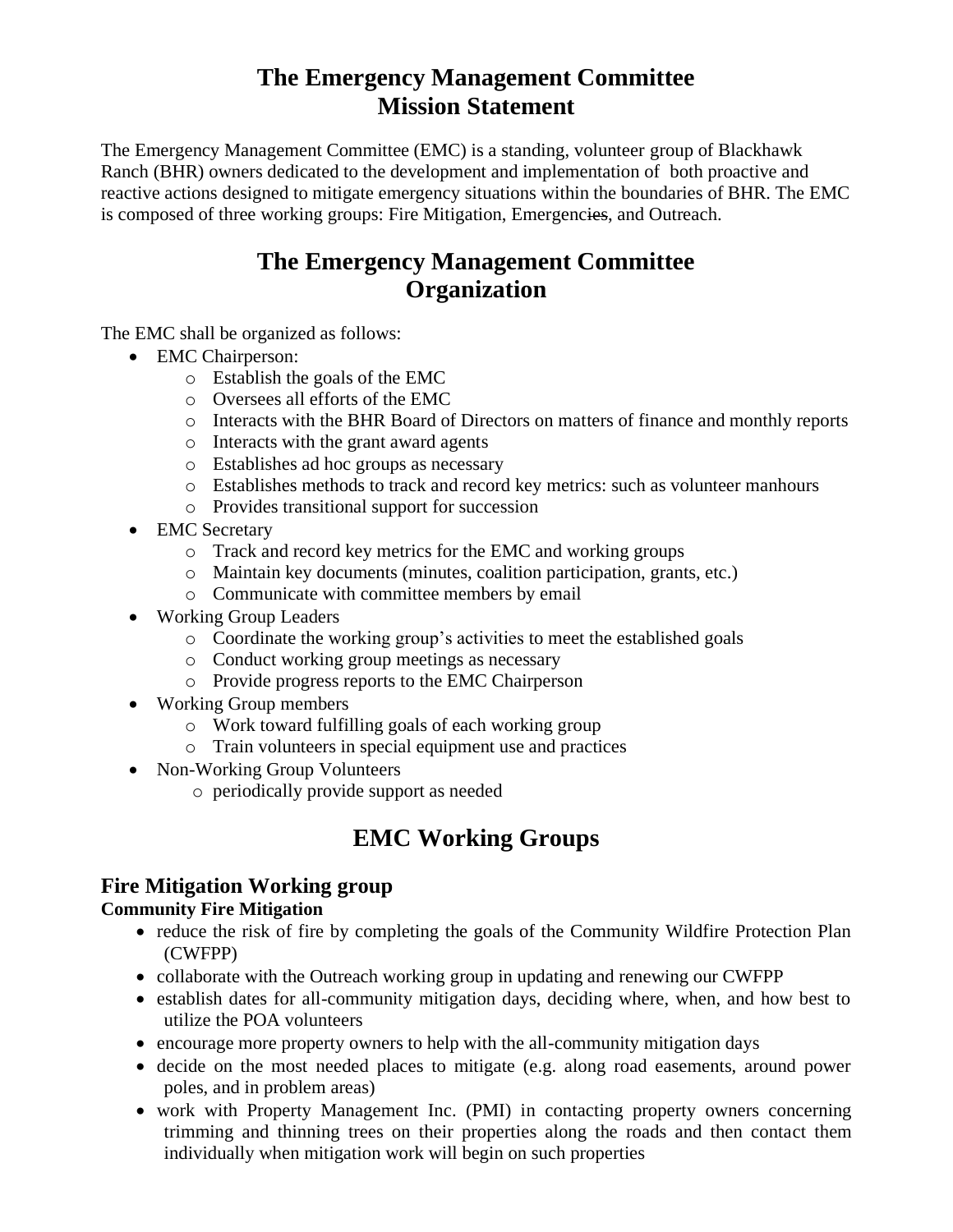# The Emergency Management Committee Mission Statement

The Emergency Management Committee (EMC) is a standing, volunteer group of Blackhawk Ranch (BHR) owners dedicated to the development and implementation of both proactive and reactive actions designed to mitigate emergency situations within the boundaries of BHR. The EMC is composed of three working groups: Fire Mitigation, Emergencies, and Outreach.

# The Emergency Management Committee Organization

The EMC shall be organized as follows:

- EMC Chairperson:
  - Establish the goals of the EMC
  - Oversees all efforts of the EMC
  - Interacts with the BHR Board of Directors on matters of finance and monthly reports
  - Interacts with the grant award agents
  - Establishes ad hoc groups as necessary
  - Establishes methods to track and record key metrics: such as volunteer manhours
  - Provides transitional support for succession
- EMC Secretary
  - Track and record key metrics for the EMC and working groups
  - Maintain key documents (minutes, coalition participation, grants, etc.)
  - Communicate with committee members by email
- Working Group Leaders
  - Coordinate the working group's activities to meet the established goals
  - Conduct working group meetings as necessary
  - Provide progress reports to the EMC Chairperson
- Working Group members
  - Work toward fulfilling goals of each working group
  - Train volunteers in special equipment use and practices
- Non-Working Group Volunteers
  - periodically provide support as needed

# EMC Working Groups

## Fire Mitigation Working group

### Community Fire Mitigation

- reduce the risk of fire by completing the goals of the Community Wildfire Protection Plan (CWFPP)
- collaborate with the Outreach working group in updating and renewing our CWFPP
- establish dates for all-community mitigation days, deciding where, when, and how best to utilize the POA volunteers
- encourage more property owners to help with the all-community mitigation days
- decide on the most needed places to mitigate (e.g. along road easements, around power poles, and in problem areas)
- work with Property Management Inc. (PMI) in contacting property owners concerning trimming and thinning trees on their properties along the roads and then contact them individually when mitigation work will begin on such properties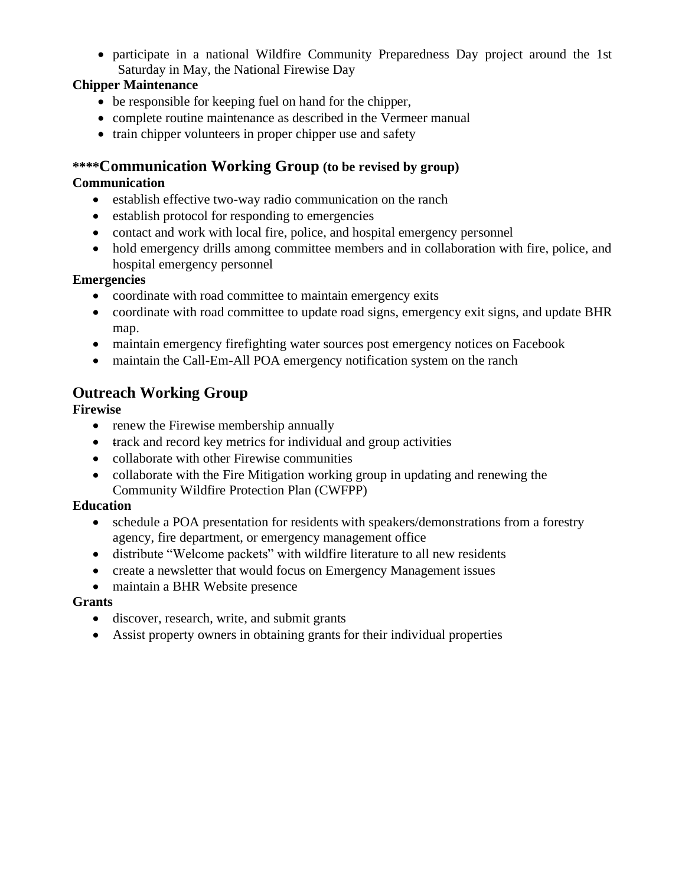- participate in a national Wildfire Community Preparedness Day project around the 1st Saturday in May, the National Firewise Day

**Chipper Maintenance**

- be responsible for keeping fuel on hand for the chipper,
- complete routine maintenance as described in the Vermeer manual
- train chipper volunteers in proper chipper use and safety

## ****Communication Working Group (to be revised by group)

**Communication**

- establish effective two-way radio communication on the ranch
- establish protocol for responding to emergencies
- contact and work with local fire, police, and hospital emergency personnel
- hold emergency drills among committee members and in collaboration with fire, police, and hospital emergency personnel

**Emergencies**

- coordinate with road committee to maintain emergency exits
- coordinate with road committee to update road signs, emergency exit signs, and update BHR map.
- maintain emergency firefighting water sources post emergency notices on Facebook
- maintain the Call-Em-All POA emergency notification system on the ranch

## Outreach Working Group

**Firewise**

- renew the Firewise membership annually
- track and record key metrics for individual and group activities
- collaborate with other Firewise communities
- collaborate with the Fire Mitigation working group in updating and renewing the Community Wildfire Protection Plan (CWFPP)

**Education**

- schedule a POA presentation for residents with speakers/demonstrations from a forestry agency, fire department, or emergency management office
- distribute "Welcome packets" with wildfire literature to all new residents
- create a newsletter that would focus on Emergency Management issues
- maintain a BHR Website presence

**Grants**

- discover, research, write, and submit grants
- Assist property owners in obtaining grants for their individual properties